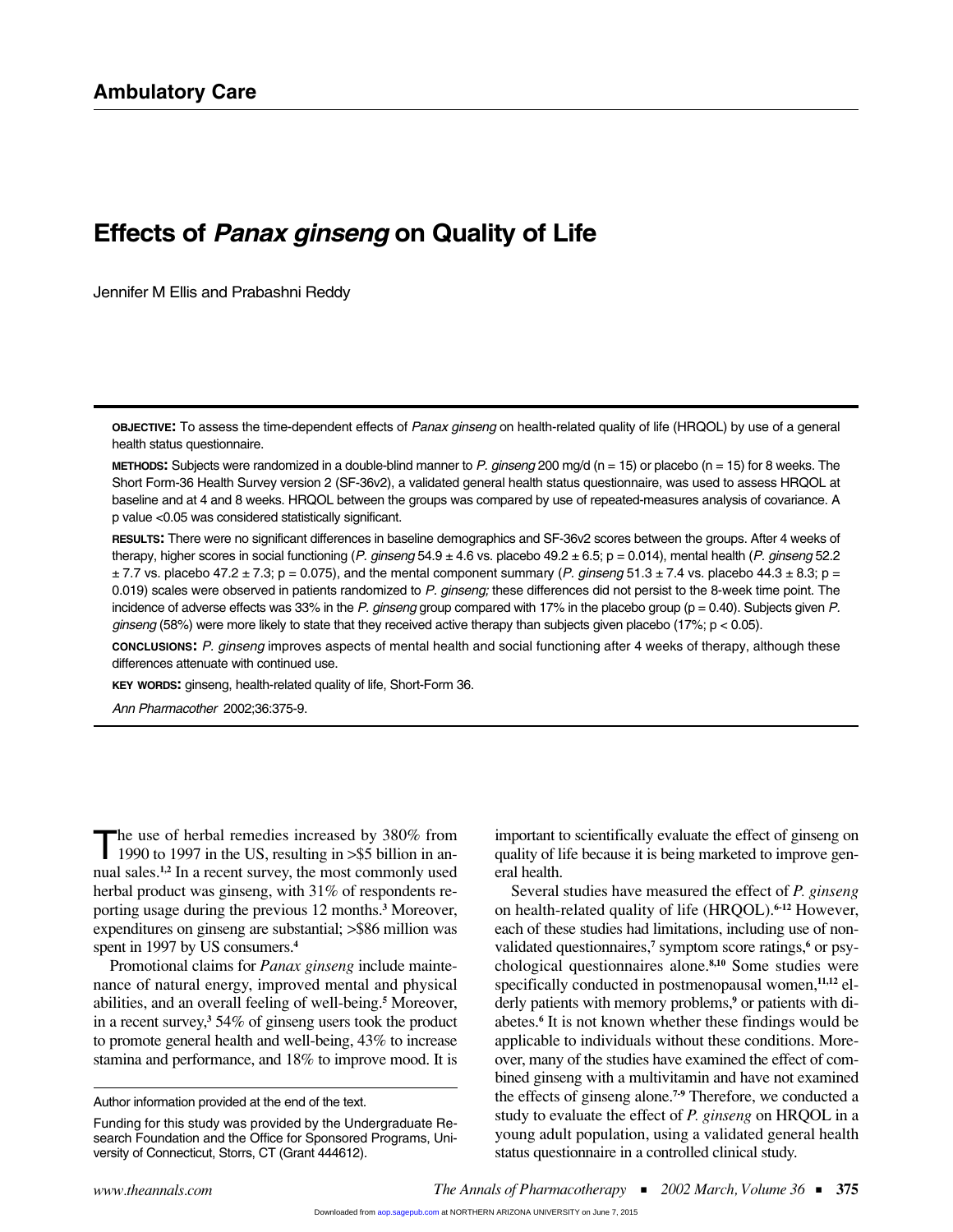## Ambulatory Care

# Effects of *Panax ginseng* on Quality of Life

Jennifer M Ellis and Prabashni Reddy

**OBJECTIVE:** To assess the time-dependent effects of *Panax ginseng* on health-related quality of life (HRQOL) by use of a general health status questionnaire.

**METHODS:** Subjects were randomized in a double-blind manner to *P. ginseng* 200 mg/d (n = 15) or placebo (n = 15) for 8 weeks. The Short Form-36 Health Survey version 2 (SF-36v2), a validated general health status questionnaire, was used to assess HRQOL at baseline and at 4 and 8 weeks. HRQOL between the groups was compared by use of repeated-measures analysis of covariance. A p value <0.05 was considered statistically significant.

**RESULTS:** There were no significant differences in baseline demographics and SF-36v2 scores between the groups. After 4 weeks of therapy, higher scores in social functioning (*P. ginseng* 54.9 ± 4.6 vs. placebo 49.2 ± 6.5; p = 0.014), mental health (*P. ginseng* 52.2 ± 7.7 vs. placebo 47.2 ± 7.3; p = 0.075), and the mental component summary (*P. ginseng* 51.3 ± 7.4 vs. placebo 44.3 ± 8.3; p = 0.019) scales were observed in patients randomized to *P. ginseng;* these differences did not persist to the 8-week time point. The incidence of adverse effects was 33% in the *P. ginseng* group compared with 17% in the placebo group (p = 0.40). Subjects given *P. ginseng* (58%) were more likely to state that they received active therapy than subjects given placebo (17%; p < 0.05).

**CONCLUSIONS:** *P. ginseng* improves aspects of mental health and social functioning after 4 weeks of therapy, although these differences attenuate with continued use.

**KEY WORDS:** ginseng, health-related quality of life, Short-Form 36.

*Ann Pharmacother* 2002;36:375-9.

The use of herbal remedies increased by 380% from 1990 to 1997 in the US, resulting in >$5 billion in annual sales.[1,2] In a recent survey, the most commonly used herbal product was ginseng, with 31% of respondents reporting usage during the previous 12 months.[3] Moreover, expenditures on ginseng are substantial; >$86 million was spent in 1997 by US consumers.[4]

Promotional claims for *Panax ginseng* include maintenance of natural energy, improved mental and physical abilities, and an overall feeling of well-being.[5] Moreover, in a recent survey,[3] 54% of ginseng users took the product to promote general health and well-being, 43% to increase stamina and performance, and 18% to improve mood. It is important to scientifically evaluate the effect of ginseng on quality of life because it is being marketed to improve general health.

Several studies have measured the effect of *P. ginseng* on health-related quality of life (HRQOL).[6-12] However, each of these studies had limitations, including use of nonvalidated questionnaires,[7] symptom score ratings,[6] or psychological questionnaires alone.[8,10] Some studies were specifically conducted in postmenopausal women,[11,12] elderly patients with memory problems,[9] or patients with diabetes.[6] It is not known whether these findings would be applicable to individuals without these conditions. Moreover, many of the studies have examined the effect of combined ginseng with a multivitamin and have not examined the effects of ginseng alone.[7-9] Therefore, we conducted a study to evaluate the effect of *P. ginseng* on HRQOL in a young adult population, using a validated general health status questionnaire in a controlled clinical study.

Author information provided at the end of the text.

Funding for this study was provided by the Undergraduate Research Foundation and the Office for Sponsored Programs, University of Connecticut, Storrs, CT (Grant 444612).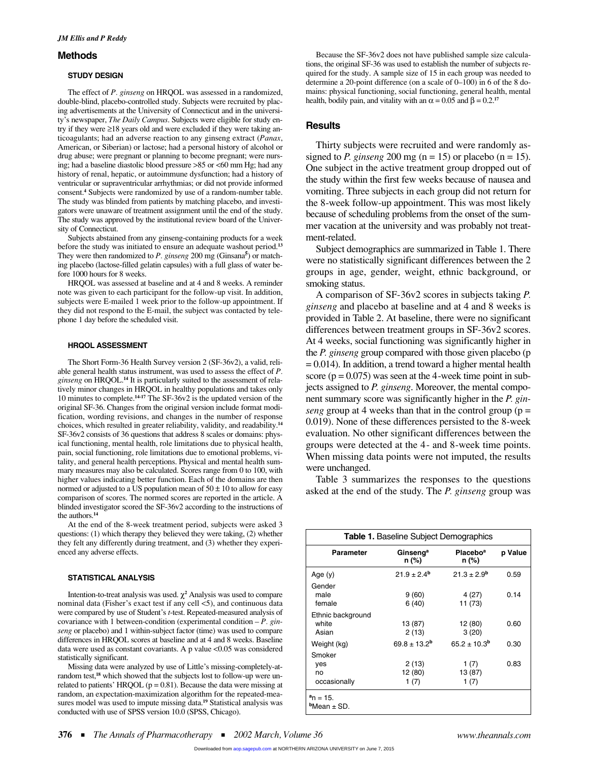## Methods

### STUDY DESIGN

The effect of *P. ginseng* on HRQOL was assessed in a randomized, double-blind, placebo-controlled study. Subjects were recruited by placing advertisements at the University of Connecticut and in the university's newspaper, *The Daily Campus*. Subjects were eligible for study entry if they were ≥18 years old and were excluded if they were taking anticoagulants; had an adverse reaction to any ginseng extract (*Panax*, American, or Siberian) or lactose; had a personal history of alcohol or drug abuse; were pregnant or planning to become pregnant; were nursing; had a baseline diastolic blood pressure >85 or <60 mm Hg; had any history of renal, hepatic, or autoimmune dysfunction; had a history of ventricular or supraventricular arrhythmias; or did not provide informed consent.[4] Subjects were randomized by use of a random-number table. The study was blinded from patients by matching placebo, and investigators were unaware of treatment assignment until the end of the study. The study was approved by the institutional review board of the University of Connecticut.

Subjects abstained from any ginseng-containing products for a week before the study was initiated to ensure an adequate washout period.[13] They were then randomized to *P. ginseng* 200 mg (Ginsana[5]) or matching placebo (lactose-filled gelatin capsules) with a full glass of water before 1000 hours for 8 weeks.

HRQOL was assessed at baseline and at 4 and 8 weeks. A reminder note was given to each participant for the follow-up visit. In addition, subjects were E-mailed 1 week prior to the follow-up appointment. If they did not respond to the E-mail, the subject was contacted by telephone 1 day before the scheduled visit.

### HRQOL ASSESSMENT

The Short Form-36 Health Survey version 2 (SF-36v2), a valid, reliable general health status instrument, was used to assess the effect of *P. ginseng* on HRQOL.[14] It is particularly suited to the assessment of relatively minor changes in HRQOL in healthy populations and takes only 10 minutes to complete.[14-17] The SF-36v2 is the updated version of the original SF-36. Changes from the original version include format modification, wording revisions, and changes in the number of response choices, which resulted in greater reliability, validity, and readability.[14] SF-36v2 consists of 36 questions that address 8 scales or domains: physical functioning, mental health, role limitations due to physical health, pain, social functioning, role limitations due to emotional problems, vitality, and general health perceptions. Physical and mental health summary measures may also be calculated. Scores range from 0 to 100, with higher values indicating better function. Each of the domains are then normed or adjusted to a US population mean of 50 ± 10 to allow for easy comparison of scores. The normed scores are reported in the article. A blinded investigator scored the SF-36v2 according to the instructions of the authors.[14]

At the end of the 8-week treatment period, subjects were asked 3 questions: (1) which therapy they believed they were taking, (2) whether they felt any differently during treatment, and (3) whether they experienced any adverse effects.

### STATISTICAL ANALYSIS

Intention-to-treat analysis was used. $\chi^2$ Analysis was used to compare nominal data (Fisher's exact test if any cell <5), and continuous data were compared by use of Student's *t*-test. Repeated-measured analysis of covariance with 1 between-condition (experimental condition – *P. ginseng* or placebo) and 1 within-subject factor (time) was used to compare differences in HRQOL scores at baseline and at 4 and 8 weeks. Baseline data were used as constant covariants. A p value <0.05 was considered statistically significant.

Missing data were analyzed by use of Little's missing-completely-at-random test,[18] which showed that the subjects lost to follow-up were unrelated to patients' HRQOL (p = 0.81). Because the data were missing at random, an expectation-maximization algorithm for the repeated-measures model was used to impute missing data.[19] Statistical analysis was conducted with use of SPSS version 10.0 (SPSS, Chicago).

Because the SF-36v2 does not have published sample size calculations, the original SF-36 was used to establish the number of subjects required for the study. A sample size of 15 in each group was needed to determine a 20-point difference (on a scale of 0–100) in 6 of the 8 domains: physical functioning, social functioning, general health, mental health, bodily pain, and vitality with an $\alpha = 0.05$ and $\beta = 0.2$.[17]

## Results

Thirty subjects were recruited and were randomly assigned to *P. ginseng* 200 mg (n = 15) or placebo (n = 15). One subject in the active treatment group dropped out of the study within the first few weeks because of nausea and vomiting. Three subjects in each group did not return for the 8-week follow-up appointment. This was most likely because of scheduling problems from the onset of the summer vacation at the university and was probably not treatment-related.

Subject demographics are summarized in Table 1. There were no statistically significant differences between the 2 groups in age, gender, weight, ethnic background, or smoking status.

A comparison of SF-36v2 scores in subjects taking *P. ginseng* and placebo at baseline and at 4 and 8 weeks is provided in Table 2. At baseline, there were no significant differences between treatment groups in SF-36v2 scores. At 4 weeks, social functioning was significantly higher in the *P. ginseng* group compared with those given placebo (p = 0.014). In addition, a trend toward a higher mental health score (p = 0.075) was seen at the 4-week time point in subjects assigned to *P. ginseng*. Moreover, the mental component summary score was significantly higher in the *P. ginseng* group at 4 weeks than that in the control group (p = 0.019). None of these differences persisted to the 8-week evaluation. No other significant differences between the groups were detected at the 4- and 8-week time points. When missing data points were not imputed, the results were unchanged.

Table 3 summarizes the responses to the questions asked at the end of the study. The *P. ginseng* group was

**Table 1.** Baseline Subject Demographics

| Parameter | Ginseng[a] n (%) | Placebo[a] n (%) | p Value |
|---|---|---|---|
| Age (y) | 21.9 ± 2.4[b] | 21.3 ± 2.9[b] | 0.59 |
| Gender | | | |
| male | 9 (60) | 4 (27) | 0.14 |
| female | 6 (40) | 11 (73) | |
| Ethnic background | | | |
| white | 13 (87) | 12 (80) | 0.60 |
| Asian | 2 (13) | 3 (20) | |
| Weight (kg) | 69.8 ± 13.2[b] | 65.2 ± 10.3[b] | 0.30 |
| Smoker | | | |
| yes | 2 (13) | 1 (7) | 0.83 |
| no | 12 (80) | 13 (87) | |
| occasionally | 1 (7) | 1 (7) | |

[a]n = 15.
[b]Mean ± SD.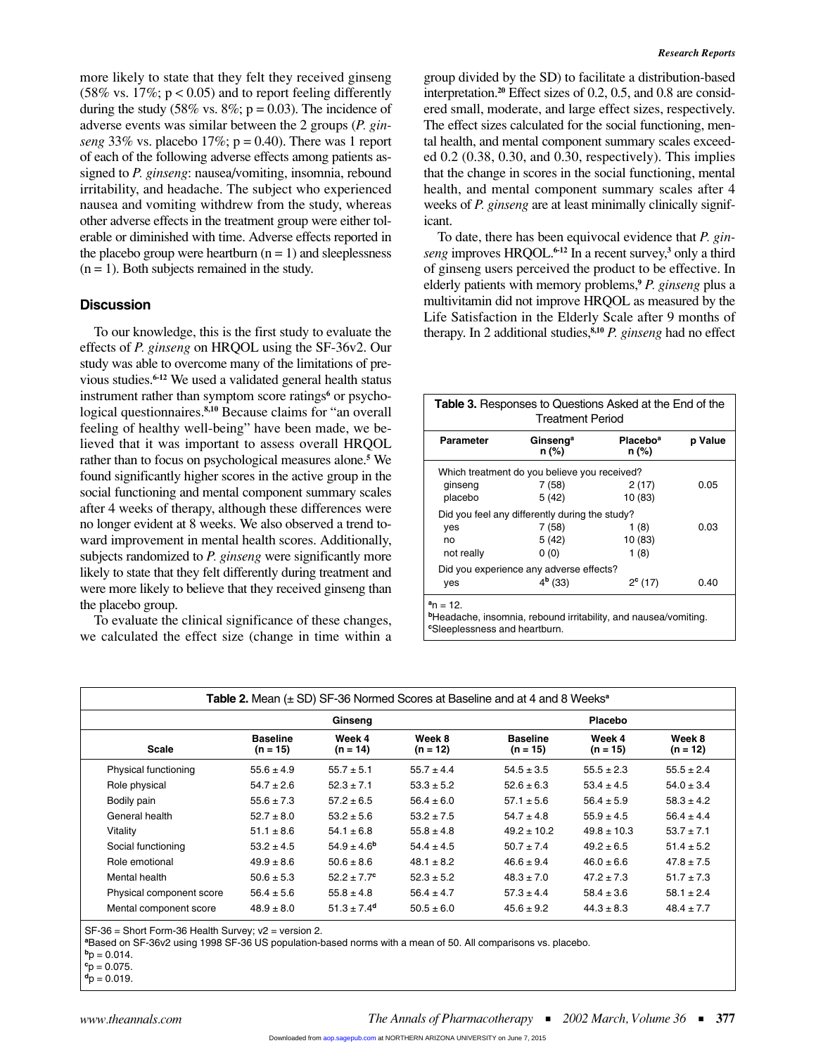more likely to state that they felt they received ginseng (58% vs. 17%; $p < 0.05$) and to report feeling differently during the study (58% vs. 8%; $p = 0.03$). The incidence of adverse events was similar between the 2 groups (*P. ginseng* 33% vs. placebo 17%; $p = 0.40$). There was 1 report of each of the following adverse effects among patients assigned to *P. ginseng*: nausea/vomiting, insomnia, rebound irritability, and headache. The subject who experienced nausea and vomiting withdrew from the study, whereas other adverse effects in the treatment group were either tolerable or diminished with time. Adverse effects reported in the placebo group were heartburn (n = 1) and sleeplessness (n = 1). Both subjects remained in the study.

## Discussion

To our knowledge, this is the first study to evaluate the effects of *P. ginseng* on HRQOL using the SF-36v2. Our study was able to overcome many of the limitations of previous studies.[6-12] We used a validated general health status instrument rather than symptom score ratings[6] or psychological questionnaires.[8,10] Because claims for "an overall feeling of healthy well-being" have been made, we believed that it was important to assess overall HRQOL rather than to focus on psychological measures alone.[5] We found significantly higher scores in the active group in the social functioning and mental component summary scales after 4 weeks of therapy, although these differences were no longer evident at 8 weeks. We also observed a trend toward improvement in mental health scores. Additionally, subjects randomized to *P. ginseng* were significantly more likely to state that they felt differently during treatment and were more likely to believe that they received ginseng than the placebo group.

To evaluate the clinical significance of these changes, we calculated the effect size (change in time within a group divided by the SD) to facilitate a distribution-based interpretation.[20] Effect sizes of 0.2, 0.5, and 0.8 are considered small, moderate, and large effect sizes, respectively. The effect sizes calculated for the social functioning, mental health, and mental component summary scales exceeded 0.2 (0.38, 0.30, and 0.30, respectively). This implies that the change in scores in the social functioning, mental health, and mental component summary scales after 4 weeks of *P. ginseng* are at least minimally clinically significant.

To date, there has been equivocal evidence that *P. ginseng* improves HRQOL.[6-12] In a recent survey,[3] only a third of ginseng users perceived the product to be effective. In elderly patients with memory problems,[9] *P. ginseng* plus a multivitamin did not improve HRQOL as measured by the Life Satisfaction in the Elderly Scale after 9 months of therapy. In 2 additional studies,[8,10] *P. ginseng* had no effect

**Table 3.** Responses to Questions Asked at the End of the Treatment Period

| Parameter | Ginseng[a] n (%) | Placebo[a] n (%) | p Value |
|---|---|---|---|
| Which treatment do you believe you received? | | | |
| ginseng | 7 (58) | 2 (17) | 0.05 |
| placebo | 5 (42) | 10 (83) | |
| Did you feel any differently during the study? | | | |
| yes | 7 (58) | 1 (8) | 0.03 |
| no | 5 (42) | 10 (83) | |
| not really | 0 (0) | 1 (8) | |
| Did you experience any adverse effects? | | | |
| yes | 4[b] (33) | 2[c] (17) | 0.40 |

[a]n = 12.
[b]Headache, insomnia, rebound irritability, and nausea/vomiting.
[c]Sleeplessness and heartburn.

**Table 2.** Mean (± SD) SF-36 Normed Scores at Baseline and at 4 and 8 Weeks[a]

| | Ginseng | | | Placebo | | |
|---|---|---|---|---|---|---|
| Scale | Baseline (n = 15) | Week 4 (n = 14) | Week 8 (n = 12) | Baseline (n = 15) | Week 4 (n = 15) | Week 8 (n = 12) |
| Physical functioning | 55.6 ± 4.9 | 55.7 ± 5.1 | 55.7 ± 4.4 | 54.5 ± 3.5 | 55.5 ± 2.3 | 55.5 ± 2.4 |
| Role physical | 54.7 ± 2.6 | 52.3 ± 7.1 | 53.3 ± 5.2 | 52.6 ± 6.3 | 53.4 ± 4.5 | 54.0 ± 3.4 |
| Bodily pain | 55.6 ± 7.3 | 57.2 ± 6.5 | 56.4 ± 6.0 | 57.1 ± 5.6 | 56.4 ± 5.9 | 58.3 ± 4.2 |
| General health | 52.7 ± 8.0 | 53.2 ± 5.6 | 53.2 ± 7.5 | 54.7 ± 4.8 | 55.9 ± 4.5 | 56.4 ± 4.4 |
| Vitality | 51.1 ± 8.6 | 54.1 ± 6.8 | 55.8 ± 4.8 | 49.2 ± 10.2 | 49.8 ± 10.3 | 53.7 ± 7.1 |
| Social functioning | 53.2 ± 4.5 | 54.9 ± 4.6[b] | 54.4 ± 4.5 | 50.7 ± 7.4 | 49.2 ± 6.5 | 51.4 ± 5.2 |
| Role emotional | 49.9 ± 8.6 | 50.6 ± 8.6 | 48.1 ± 8.2 | 46.6 ± 9.4 | 46.0 ± 6.6 | 47.8 ± 7.5 |
| Mental health | 50.6 ± 5.3 | 52.2 ± 7.7[c] | 52.3 ± 5.2 | 48.3 ± 7.0 | 47.2 ± 7.3 | 51.7 ± 7.3 |
| Physical component score | 56.4 ± 5.6 | 55.8 ± 4.8 | 56.4 ± 4.7 | 57.3 ± 4.4 | 58.4 ± 3.6 | 58.1 ± 2.4 |
| Mental component score | 48.9 ± 8.0 | 51.3 ± 7.4[d] | 50.5 ± 6.0 | 45.6 ± 9.2 | 44.3 ± 8.3 | 48.4 ± 7.7 |

SF-36 = Short Form-36 Health Survey; v2 = version 2.
[a]Based on SF-36v2 using 1998 SF-36 US population-based norms with a mean of 50. All comparisons vs. placebo.
[b]p = 0.014.
[c]p = 0.075.
[d]p = 0.019.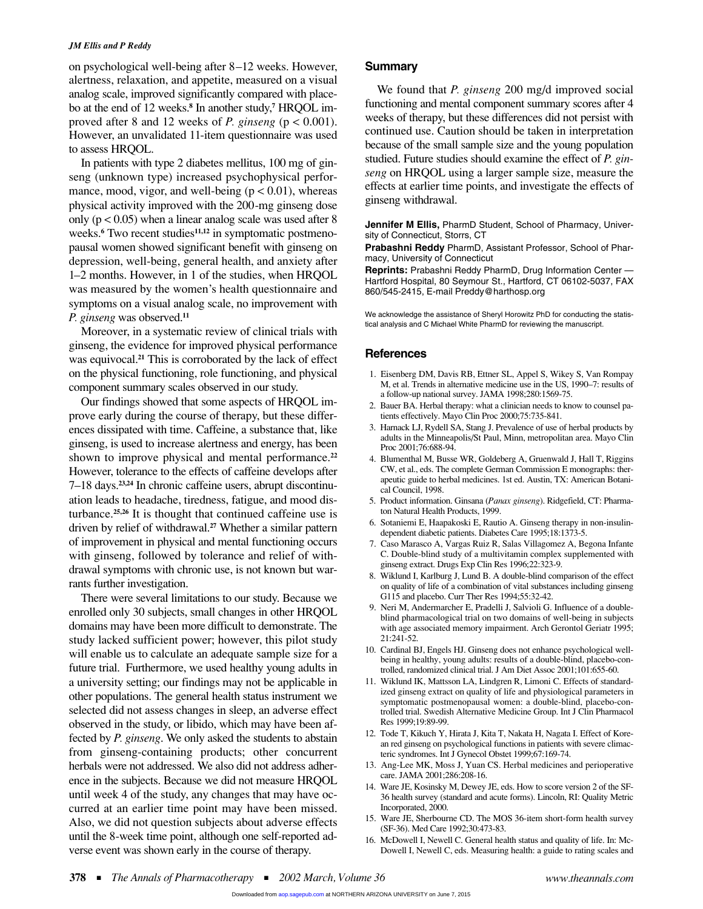on psychological well-being after 8–12 weeks. However, alertness, relaxation, and appetite, measured on a visual analog scale, improved significantly compared with placebo at the end of 12 weeks.[8] In another study,[7] HRQOL improved after 8 and 12 weeks of *P. ginseng* ($p < 0.001$). However, an unvalidated 11-item questionnaire was used to assess HRQOL.

In patients with type 2 diabetes mellitus, 100 mg of ginseng (unknown type) increased psychophysical performance, mood, vigor, and well-being ($p < 0.01$), whereas physical activity improved with the 200-mg ginseng dose only ($p < 0.05$) when a linear analog scale was used after 8 weeks.[6] Two recent studies[11,12] in symptomatic postmenopausal women showed significant benefit with ginseng on depression, well-being, general health, and anxiety after 1–2 months. However, in 1 of the studies, when HRQOL was measured by the women's health questionnaire and symptoms on a visual analog scale, no improvement with *P. ginseng* was observed.[11]

Moreover, in a systematic review of clinical trials with ginseng, the evidence for improved physical performance was equivocal.[21] This is corroborated by the lack of effect on the physical functioning, role functioning, and physical component summary scales observed in our study.

Our findings showed that some aspects of HRQOL improve early during the course of therapy, but these differences dissipated with time. Caffeine, a substance that, like ginseng, is used to increase alertness and energy, has been shown to improve physical and mental performance.[22] However, tolerance to the effects of caffeine develops after 7–18 days.[23,24] In chronic caffeine users, abrupt discontinuation leads to headache, tiredness, fatigue, and mood disturbance.[25,26] It is thought that continued caffeine use is driven by relief of withdrawal.[27] Whether a similar pattern of improvement in physical and mental functioning occurs with ginseng, followed by tolerance and relief of withdrawal symptoms with chronic use, is not known but warrants further investigation.

There were several limitations to our study. Because we enrolled only 30 subjects, small changes in other HRQOL domains may have been more difficult to demonstrate. The study lacked sufficient power; however, this pilot study will enable us to calculate an adequate sample size for a future trial. Furthermore, we used healthy young adults in a university setting; our findings may not be applicable in other populations. The general health status instrument we selected did not assess changes in sleep, an adverse effect observed in the study, or libido, which may have been affected by *P. ginseng*. We only asked the students to abstain from ginseng-containing products; other concurrent herbals were not addressed. We also did not address adherence in the subjects. Because we did not measure HRQOL until week 4 of the study, any changes that may have occurred at an earlier time point may have been missed. Also, we did not question subjects about adverse effects until the 8-week time point, although one self-reported adverse event was shown early in the course of therapy.

## Summary

We found that *P. ginseng* 200 mg/d improved social functioning and mental component summary scores after 4 weeks of therapy, but these differences did not persist with continued use. Caution should be taken in interpretation because of the small sample size and the young population studied. Future studies should examine the effect of *P. ginseng* on HRQOL using a larger sample size, measure the effects at earlier time points, and investigate the effects of ginseng withdrawal.

**Jennifer M Ellis,** PharmD Student, School of Pharmacy, University of Connecticut, Storrs, CT

**Prabashni Reddy** PharmD, Assistant Professor, School of Pharmacy, University of Connecticut

**Reprints:** Prabashni Reddy PharmD, Drug Information Center — Hartford Hospital, 80 Seymour St., Hartford, CT 06102-5037, FAX 860/545-2415, E-mail Preddy@harthosp.org

We acknowledge the assistance of Sheryl Horowitz PhD for conducting the statistical analysis and C Michael White PharmD for reviewing the manuscript.

## References

1. Eisenberg DM, Davis RB, Ettner SL, Appel S, Wikey S, Van Rompay M, et al. Trends in alternative medicine use in the US, 1990–7: results of a follow-up national survey. JAMA 1998;280:1569-75.
2. Bauer BA. Herbal therapy: what a clinician needs to know to counsel patients effectively. Mayo Clin Proc 2000;75:735-841.
3. Harnack LJ, Rydell SA, Stang J. Prevalence of use of herbal products by adults in the Minneapolis/St Paul, Minn, metropolitan area. Mayo Clin Proc 2001;76:688-94.
4. Blumenthal M, Busse WR, Goldeberg A, Gruenwald J, Hall T, Riggins CW, et al., eds. The complete German Commission E monographs: therapeutic guide to herbal medicines. 1st ed. Austin, TX: American Botanical Council, 1998.
5. Product information. Ginsana (*Panax ginseng*). Ridgefield, CT: Pharmaton Natural Health Products, 1999.
6. Sotaniemi E, Haapakoski E, Rautio A. Ginseng therapy in non-insulin-dependent diabetic patients. Diabetes Care 1995;18:1373-5.
7. Caso Marasco A, Vargas Ruiz R, Salas Villagomez A, Begona Infante C. Double-blind study of a multivitamin complex supplemented with ginseng extract. Drugs Exp Clin Res 1996;22:323-9.
8. Wiklund I, Karlburg J, Lund B. A double-blind comparison of the effect on quality of life of a combination of vital substances including ginseng G115 and placebo. Curr Ther Res 1994;55:32-42.
9. Neri M, Andermarcher E, Pradelli J, Salvioli G. Influence of a double-blind pharmacological trial on two domains of well-being in subjects with age associated memory impairment. Arch Gerontol Geriatr 1995; 21:241-52.
10. Cardinal BJ, Engels HJ. Ginseng does not enhance psychological well-being in healthy, young adults: results of a double-blind, placebo-controlled, randomized clinical trial. J Am Diet Assoc 2001;101:655-60.
11. Wiklund IK, Mattsson LA, Lindgren R, Limoni C. Effects of standardized ginseng extract on quality of life and physiological parameters in symptomatic postmenopausal women: a double-blind, placebo-controlled trial. Swedish Alternative Medicine Group. Int J Clin Pharmacol Res 1999;19:89-99.
12. Tode T, Kikuch Y, Hirata J, Kita T, Nakata H, Nagata I. Effect of Korean red ginseng on psychological functions in patients with severe climacteric syndromes. Int J Gynecol Obstet 1999;67:169-74.
13. Ang-Lee MK, Moss J, Yuan CS. Herbal medicines and perioperative care. JAMA 2001;286:208-16.
14. Ware JE, Kosinsky M, Dewey JE, eds. How to score version 2 of the SF-36 health survey (standard and acute forms). Lincoln, RI: Quality Metric Incorporated, 2000.
15. Ware JE, Sherbourne CD. The MOS 36-item short-form health survey (SF-36). Med Care 1992;30:473-83.
16. McDowell I, Newell C. General health status and quality of life. In: McDowell I, Newell C, eds. Measuring health: a guide to rating scales and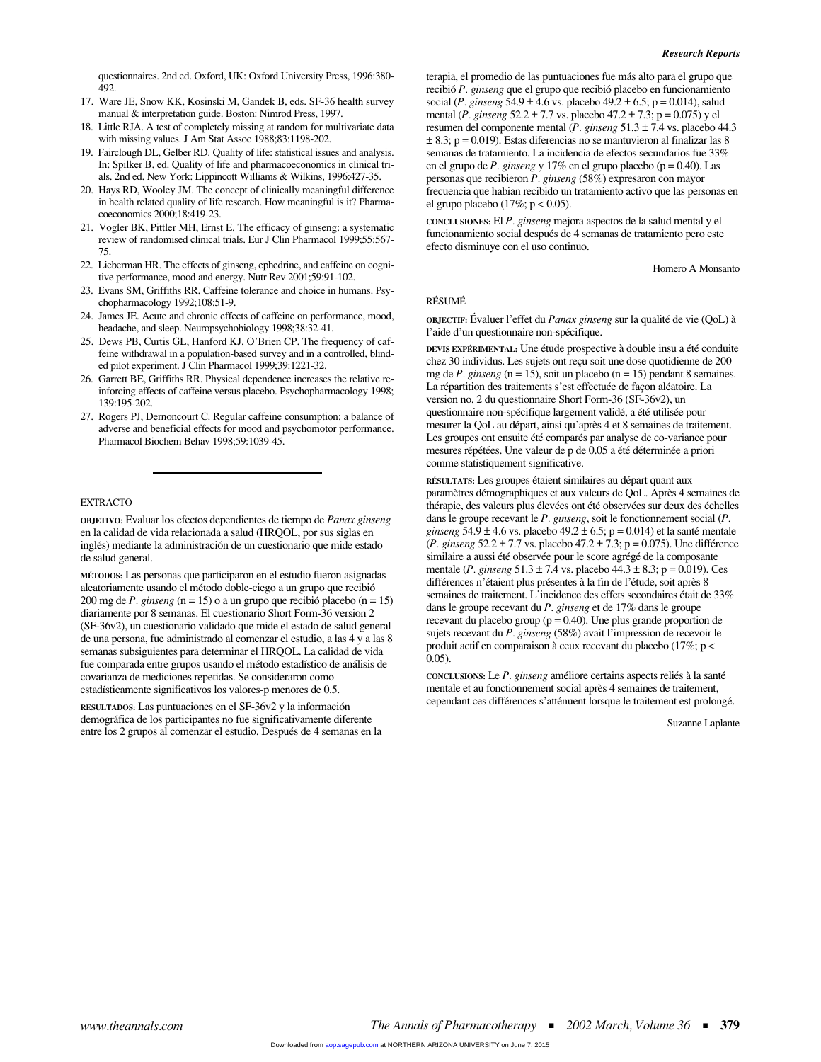questionnaires. 2nd ed. Oxford, UK: Oxford University Press, 1996:380-492.

17. Ware JE, Snow KK, Kosinski M, Gandek B, eds. SF-36 health survey manual & interpretation guide. Boston: Nimrod Press, 1997.
18. Little RJA. A test of completely missing at random for multivariate data with missing values. J Am Stat Assoc 1988;83:1198-202.
19. Fairclough DL, Gelber RD. Quality of life: statistical issues and analysis. In: Spilker B, ed. Quality of life and pharmacoeconomics in clinical trials. 2nd ed. New York: Lippincott Williams & Wilkins, 1996:427-35.
20. Hays RD, Wooley JM. The concept of clinically meaningful difference in health related quality of life research. How meaningful is it? Pharmacoeconomics 2000;18:419-23.
21. Vogler BK, Pittler MH, Ernst E. The efficacy of ginseng: a systematic review of randomised clinical trials. Eur J Clin Pharmacol 1999;55:567-75.
22. Lieberman HR. The effects of ginseng, ephedrine, and caffeine on cognitive performance, mood and energy. Nutr Rev 2001;59:91-102.
23. Evans SM, Griffiths RR. Caffeine tolerance and choice in humans. Psychopharmacology 1992;108:51-9.
24. James JE. Acute and chronic effects of caffeine on performance, mood, headache, and sleep. Neuropsychobiology 1998;38:32-41.
25. Dews PB, Curtis GL, Hanford KJ, O'Brien CP. The frequency of caffeine withdrawal in a population-based survey and in a controlled, blinded pilot experiment. J Clin Pharmacol 1999;39:1221-32.
26. Garrett BE, Griffiths RR. Physical dependence increases the relative reinforcing effects of caffeine versus placebo. Psychopharmacology 1998; 139:195-202.
27. Rogers PJ, Dernoncourt C. Regular caffeine consumption: a balance of adverse and beneficial effects for mood and psychomotor performance. Pharmacol Biochem Behav 1998;59:1039-45.

---

## EXTRACTO

**OBJETIVO:** Evaluar los efectos dependientes de tiempo de *Panax ginseng* en la calidad de vida relacionada a salud (HRQOL, por sus siglas en inglés) mediante la administración de un cuestionario que mide estado de salud general.

**MÉTODOS:** Las personas que participaron en el estudio fueron asignadas aleatoriamente usando el método doble-ciego a un grupo que recibió 200 mg de *P. ginseng* (n = 15) o a un grupo que recibió placebo (n = 15) diariamente por 8 semanas. El cuestionario Short Form-36 version 2 (SF-36v2), un cuestionario validado que mide el estado de salud general de una persona, fue administrado al comenzar el estudio, a las 4 y a las 8 semanas subsiguientes para determinar el HRQOL. La calidad de vida fue comparada entre grupos usando el método estadístico de análisis de covarianza de mediciones repetidas. Se consideraron como estadísticamente significativos los valores-p menores de 0.5.

**RESULTADOS:** Las puntuaciones en el SF-36v2 y la información demográfica de los participantes no fue significativamente diferente entre los 2 grupos al comenzar el estudio. Después de 4 semanas en la terapia, el promedio de las puntuaciones fue más alto para el grupo que recibió *P. ginseng* que el grupo que recibió placebo en funcionamiento social (*P. ginseng* 54.9 ± 4.6 vs. placebo 49.2 ± 6.5; p = 0.014), salud mental (*P. ginseng* 52.2 ± 7.7 vs. placebo 47.2 ± 7.3; p = 0.075) y el resumen del componente mental (*P. ginseng* 51.3 ± 7.4 vs. placebo 44.3 ± 8.3; p = 0.019). Estas diferencias no se mantuvieron al finalizar las 8 semanas de tratamiento. La incidencia de efectos secundarios fue 33% en el grupo de *P. ginseng* y 17% en el grupo placebo (p = 0.40). Las personas que recibieron *P. ginseng* (58%) expresaron con mayor frecuencia que habian recibido un tratamiento activo que las personas en el grupo placebo (17%; p < 0.05).

**CONCLUSIONES:** El *P. ginseng* mejora aspectos de la salud mental y el funcionamiento social después de 4 semanas de tratamiento pero este efecto disminuye con el uso continuo.

Homero A Monsanto

## RÉSUMÉ

**OBJECTIF:** Évaluer l'effet du *Panax ginseng* sur la qualité de vie (QoL) à l'aide d'un questionnaire non-spécifique.

**DEVIS EXPÉRIMENTAL:** Une étude prospective à double insu a été conduite chez 30 individus. Les sujets ont reçu soit une dose quotidienne de 200 mg de *P. ginseng* (n = 15), soit un placebo (n = 15) pendant 8 semaines. La répartition des traitements s'est effectuée de façon aléatoire. La version no. 2 du questionnaire Short Form-36 (SF-36v2), un questionnaire non-spécifique largement validé, a été utilisée pour mesurer la QoL au départ, ainsi qu'après 4 et 8 semaines de traitement. Les groupes ont ensuite été comparés par analyse de co-variance pour mesures répétées. Une valeur de p de 0.05 a été déterminée a priori comme statistiquement significative.

**RÉSULTATS:** Les groupes étaient similaires au départ quant aux paramètres démographiques et aux valeurs de QoL. Après 4 semaines de thérapie, des valeurs plus élevées ont été observées sur deux des échelles dans le groupe recevant le *P. ginseng*, soit le fonctionnement social (*P. ginseng* 54.9 ± 4.6 vs. placebo 49.2 ± 6.5; p = 0.014) et la santé mentale (*P. ginseng* 52.2 ± 7.7 vs. placebo 47.2 ± 7.3; p = 0.075). Une différence similaire a aussi été observée pour le score agrégé de la composante mentale (*P. ginseng* 51.3 ± 7.4 vs. placebo 44.3 ± 8.3; p = 0.019). Ces différences n'étaient plus présentes à la fin de l'étude, soit après 8 semaines de traitement. L'incidence des effets secondaires était de 33% dans le groupe recevant du *P. ginseng* et de 17% dans le groupe recevant du placebo group (p = 0.40). Une plus grande proportion de sujets recevant du *P. ginseng* (58%) avait l'impression de recevoir le produit actif en comparaison à ceux recevant du placebo (17%; p < 0.05).

**CONCLUSIONS:** Le *P. ginseng* améliore certains aspects reliés à la santé mentale et au fonctionnement social après 4 semaines de traitement, cependant ces différences s'atténuent lorsque le traitement est prolongé.

Suzanne Laplante